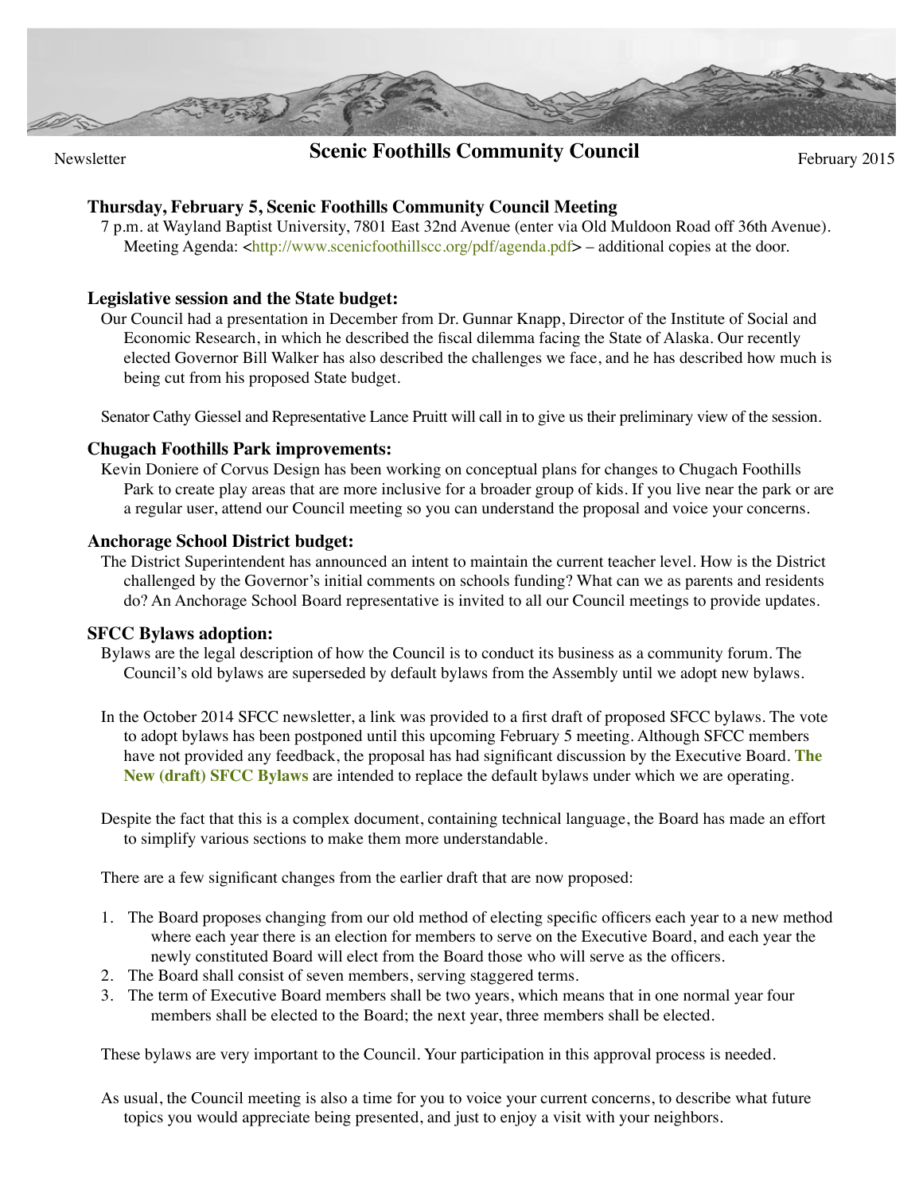Newsletter

# Scenic Foothills Community Council

February 2015

### Thursday, February 5, Scenic Foothills Community Council Meeting

7 p.m. at Wayland Baptist University, 7801 East 32nd Avenue (enter via Old Muldoon Road off 36th Avenue). Meeting Agenda: <http://www.scenicfoothillscc.org/pdf/agenda.pdf> – additional copies at the door.

### Legislative session and the State budget:

Our Council had a presentation in December from Dr. Gunnar Knapp, Director of the Institute of Social and Economic Research, in which he described the fiscal dilemma facing the State of Alaska. Our recently elected Governor Bill Walker has also described the challenges we face, and he has described how much is being cut from his proposed State budget.

Senator Cathy Giessel and Representative Lance Pruitt will call in to give us their preliminary view of the session.

### Chugach Foothills Park improvements:

Kevin Doniere of Corvus Design has been working on conceptual plans for changes to Chugach Foothills Park to create play areas that are more inclusive for a broader group of kids. If you live near the park or are a regular user, attend our Council meeting so you can understand the proposal and voice your concerns.

### Anchorage School District budget:

The District Superintendent has announced an intent to maintain the current teacher level. How is the District challenged by the Governor's initial comments on schools funding? What can we as parents and residents do? An Anchorage School Board representative is invited to all our Council meetings to provide updates.

### SFCC Bylaws adoption:

Bylaws are the legal description of how the Council is to conduct its business as a community forum. The Council's old bylaws are superseded by default bylaws from the Assembly until we adopt new bylaws.

In the October 2014 SFCC newsletter, a link was provided to a first draft of proposed SFCC bylaws. The vote to adopt bylaws has been postponed until this upcoming February 5 meeting. Although SFCC members have not provided any feedback, the proposal has had significant discussion by the Executive Board. **The New (draft) SFCC Bylaws** are intended to replace the default bylaws under which we are operating.

Despite the fact that this is a complex document, containing technical language, the Board has made an effort to simplify various sections to make them more understandable.

There are a few significant changes from the earlier draft that are now proposed:

1. The Board proposes changing from our old method of electing specific officers each year to a new method where each year there is an election for members to serve on the Executive Board, and each year the newly constituted Board will elect from the Board those who will serve as the officers.
2. The Board shall consist of seven members, serving staggered terms.
3. The term of Executive Board members shall be two years, which means that in one normal year four members shall be elected to the Board; the next year, three members shall be elected.

These bylaws are very important to the Council. Your participation in this approval process is needed.

As usual, the Council meeting is also a time for you to voice your current concerns, to describe what future topics you would appreciate being presented, and just to enjoy a visit with your neighbors.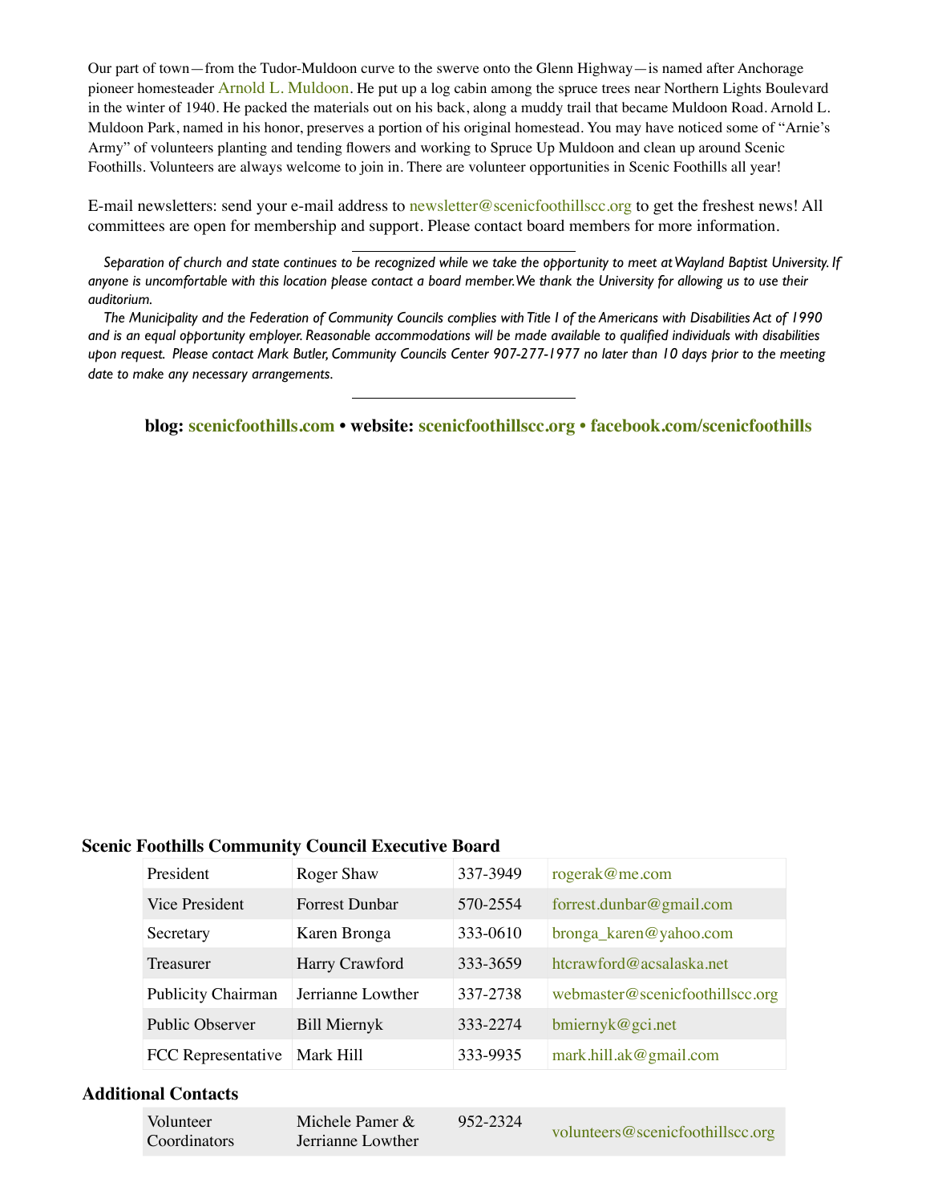Our part of town—from the Tudor-Muldoon curve to the swerve onto the Glenn Highway—is named after Anchorage pioneer homesteader Arnold L. Muldoon. He put up a log cabin among the spruce trees near Northern Lights Boulevard in the winter of 1940. He packed the materials out on his back, along a muddy trail that became Muldoon Road. Arnold L. Muldoon Park, named in his honor, preserves a portion of his original homestead. You may have noticed some of "Arnie's Army" of volunteers planting and tending flowers and working to Spruce Up Muldoon and clean up around Scenic Foothills. Volunteers are always welcome to join in. There are volunteer opportunities in Scenic Foothills all year!

E-mail newsletters: send your e-mail address to newsletter@scenicfoothillscc.org to get the freshest news! All committees are open for membership and support. Please contact board members for more information.

---

*Separation of church and state continues to be recognized while we take the opportunity to meet at Wayland Baptist University. If anyone is uncomfortable with this location please contact a board member. We thank the University for allowing us to use their auditorium.*

*The Municipality and the Federation of Community Councils complies with Title I of the Americans with Disabilities Act of 1990 and is an equal opportunity employer. Reasonable accommodations will be made available to qualified individuals with disabilities upon request. Please contact Mark Butler, Community Councils Center 907-277-1977 no later than 10 days prior to the meeting date to make any necessary arrangements.*

---

**blog: scenicfoothills.com • website: scenicfoothillscc.org • facebook.com/scenicfoothills**

## Scenic Foothills Community Council Executive Board

| | | | |
|---|---|---|---|
| President | Roger Shaw | 337-3949 | rogerak@me.com |
| Vice President | Forrest Dunbar | 570-2554 | forrest.dunbar@gmail.com |
| Secretary | Karen Bronga | 333-0610 | bronga_karen@yahoo.com |
| Treasurer | Harry Crawford | 333-3659 | htcrawford@acsalaska.net |
| Publicity Chairman | Jerrianne Lowther | 337-2738 | webmaster@scenicfoothillscc.org |
| Public Observer | Bill Miernyk | 333-2274 | bmiernyk@gci.net |
| FCC Representative | Mark Hill | 333-9935 | mark.hill.ak@gmail.com |

## Additional Contacts

| | | | |
|---|---|---|---|
| Volunteer Coordinators | Michele Pamer & Jerrianne Lowther | 952-2324 | volunteers@scenicfoothillscc.org |